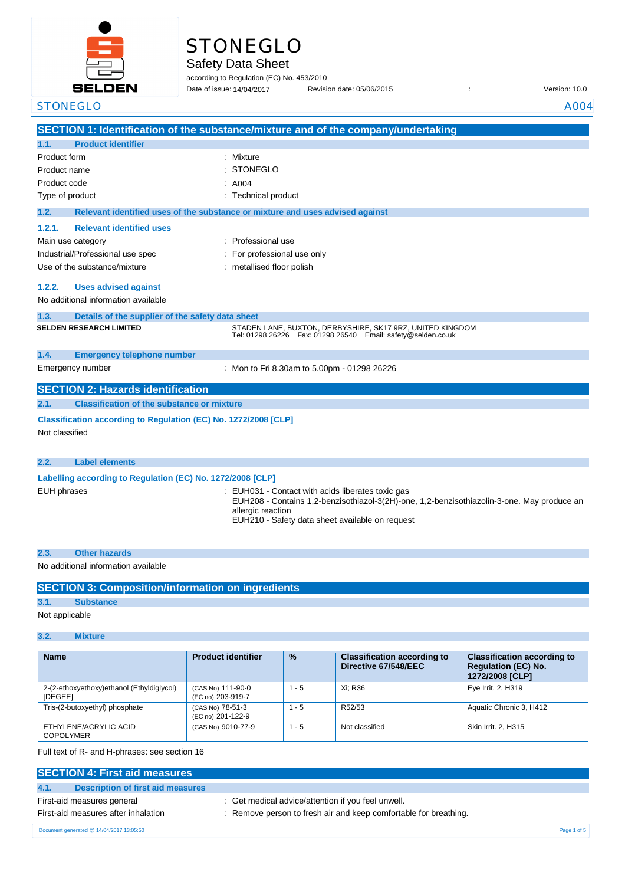# STONEGLO

## Safety Data Sheet

according to Regulation (EC) No. 453/2010

Date of issue: 14/04/2017 Revision date: 05/06/2015 : Version: 10.0

STONEGLO A004

## SECTION 1: Identification of the substance/mixture and of the company/undertaking

### 1.1. Product identifier

| | |
|---|---|
| Product form | : Mixture |
| Product name | : STONEGLO |
| Product code | : A004 |
| Type of product | : Technical product |

### 1.2. Relevant identified uses of the substance or mixture and uses advised against

#### 1.2.1. Relevant identified uses

| | |
|---|---|
| Main use category | : Professional use |
| Industrial/Professional use spec | : For professional use only |
| Use of the substance/mixture | : metallised floor polish |

#### 1.2.2. Uses advised against

No additional information available

### 1.3. Details of the supplier of the safety data sheet

**SELDEN RESEARCH LIMITED**

STADEN LANE, BUXTON, DERBYSHIRE, SK17 9RZ, UNITED KINGDOM
Tel: 01298 26226 Fax: 01298 26540 Email: safety@selden.co.uk

### 1.4. Emergency telephone number

| | |
|---|---|
| Emergency number | : Mon to Fri 8.30am to 5.00pm - 01298 26226 |

## SECTION 2: Hazards identification

### 2.1. Classification of the substance or mixture

**Classification according to Regulation (EC) No. 1272/2008 [CLP]**

Not classified

### 2.2. Label elements

**Labelling according to Regulation (EC) No. 1272/2008 [CLP]**

EUH phrases :
EUH031 - Contact with acids liberates toxic gas
EUH208 - Contains 1,2-benzisothiazol-3(2H)-one, 1,2-benzisothiazolin-3-one. May produce an allergic reaction
EUH210 - Safety data sheet available on request

### 2.3. Other hazards

No additional information available

## SECTION 3: Composition/information on ingredients

### 3.1. Substance

Not applicable

### 3.2. Mixture

| Name | Product identifier | % | Classification according to Directive 67/548/EEC | Classification according to Regulation (EC) No. 1272/2008 [CLP] |
|---|---|---|---|---|
| 2-(2-ethoxyethoxy)ethanol (Ethyldiglycol) [DEGEE] | (CAS No) 111-90-0<br>(EC no) 203-919-7 | 1 - 5 | Xi; R36 | Eye Irrit. 2, H319 |
| Tris-(2-butoxyethyl) phosphate | (CAS No) 78-51-3<br>(EC no) 201-122-9 | 1 - 5 | R52/53 | Aquatic Chronic 3, H412 |
| ETHYLENE/ACRYLIC ACID COPOLYMER | (CAS No) 9010-77-9 | 1 - 5 | Not classified | Skin Irrit. 2, H315 |

Full text of R- and H-phrases: see section 16

## SECTION 4: First aid measures

### 4.1. Description of first aid measures

| | |
|---|---|
| First-aid measures general | : Get medical advice/attention if you feel unwell. |
| First-aid measures after inhalation | : Remove person to fresh air and keep comfortable for breathing. |

Document generated @ 14/04/2017 13:05:50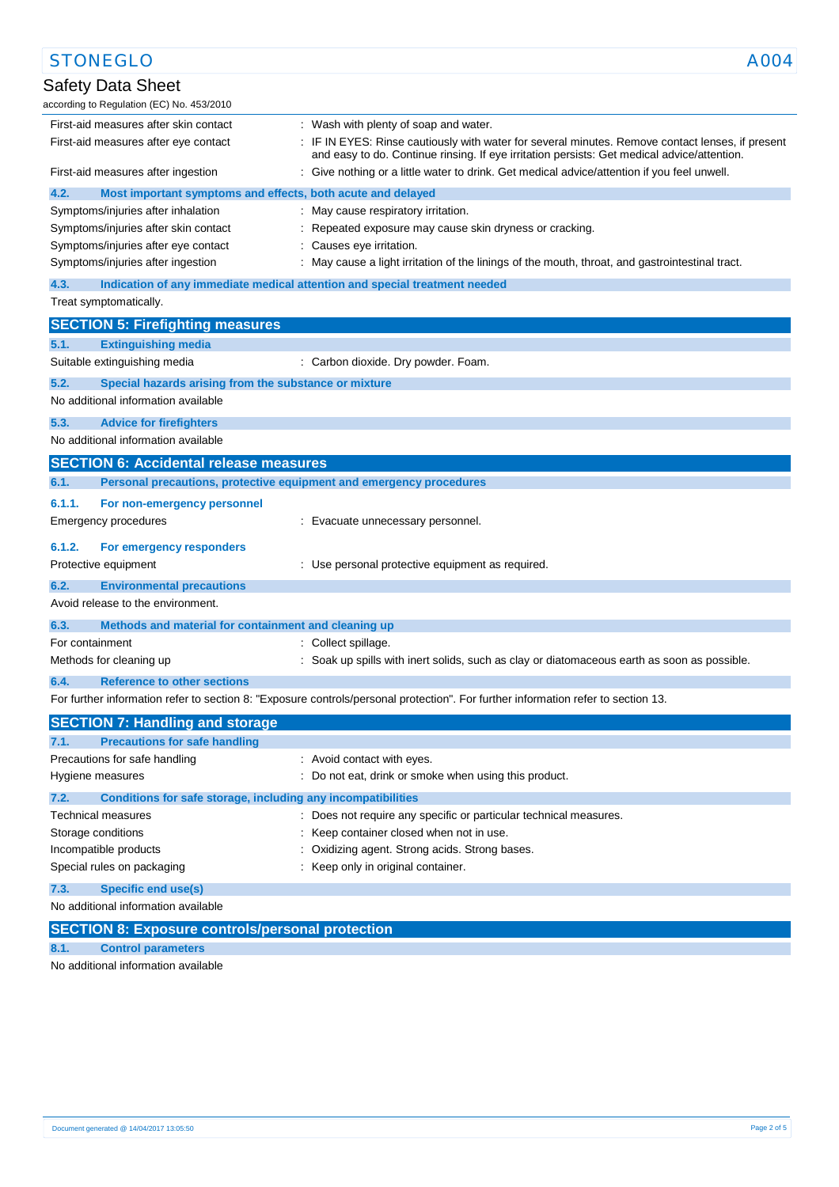First-aid measures after skin contact : Wash with plenty of soap and water.

First-aid measures after eye contact : IF IN EYES: Rinse cautiously with water for several minutes. Remove contact lenses, if present and easy to do. Continue rinsing. If eye irritation persists: Get medical advice/attention.

First-aid measures after ingestion : Give nothing or a little water to drink. Get medical advice/attention if you feel unwell.

### 4.2. Most important symptoms and effects, both acute and delayed

Symptoms/injuries after inhalation : May cause respiratory irritation.

Symptoms/injuries after skin contact : Repeated exposure may cause skin dryness or cracking.

Symptoms/injuries after eye contact : Causes eye irritation.

Symptoms/injuries after ingestion : May cause a light irritation of the linings of the mouth, throat, and gastrointestinal tract.

### 4.3. Indication of any immediate medical attention and special treatment needed

Treat symptomatically.

## SECTION 5: Firefighting measures

### 5.1. Extinguishing media

Suitable extinguishing media : Carbon dioxide. Dry powder. Foam.

### 5.2. Special hazards arising from the substance or mixture

No additional information available

### 5.3. Advice for firefighters

No additional information available

## SECTION 6: Accidental release measures

### 6.1. Personal precautions, protective equipment and emergency procedures

#### 6.1.1. For non-emergency personnel

Emergency procedures : Evacuate unnecessary personnel.

#### 6.1.2. For emergency responders

Protective equipment : Use personal protective equipment as required.

### 6.2. Environmental precautions

Avoid release to the environment.

### 6.3. Methods and material for containment and cleaning up

For containment : Collect spillage.

Methods for cleaning up : Soak up spills with inert solids, such as clay or diatomaceous earth as soon as possible.

### 6.4. Reference to other sections

For further information refer to section 8: "Exposure controls/personal protection". For further information refer to section 13.

## SECTION 7: Handling and storage

### 7.1. Precautions for safe handling

Precautions for safe handling : Avoid contact with eyes.

Hygiene measures : Do not eat, drink or smoke when using this product.

### 7.2. Conditions for safe storage, including any incompatibilities

Technical measures : Does not require any specific or particular technical measures.

Storage conditions : Keep container closed when not in use.

Incompatible products : Oxidizing agent. Strong acids. Strong bases.

Special rules on packaging : Keep only in original container.

### 7.3. Specific end use(s)

No additional information available

## SECTION 8: Exposure controls/personal protection

### 8.1. Control parameters

No additional information available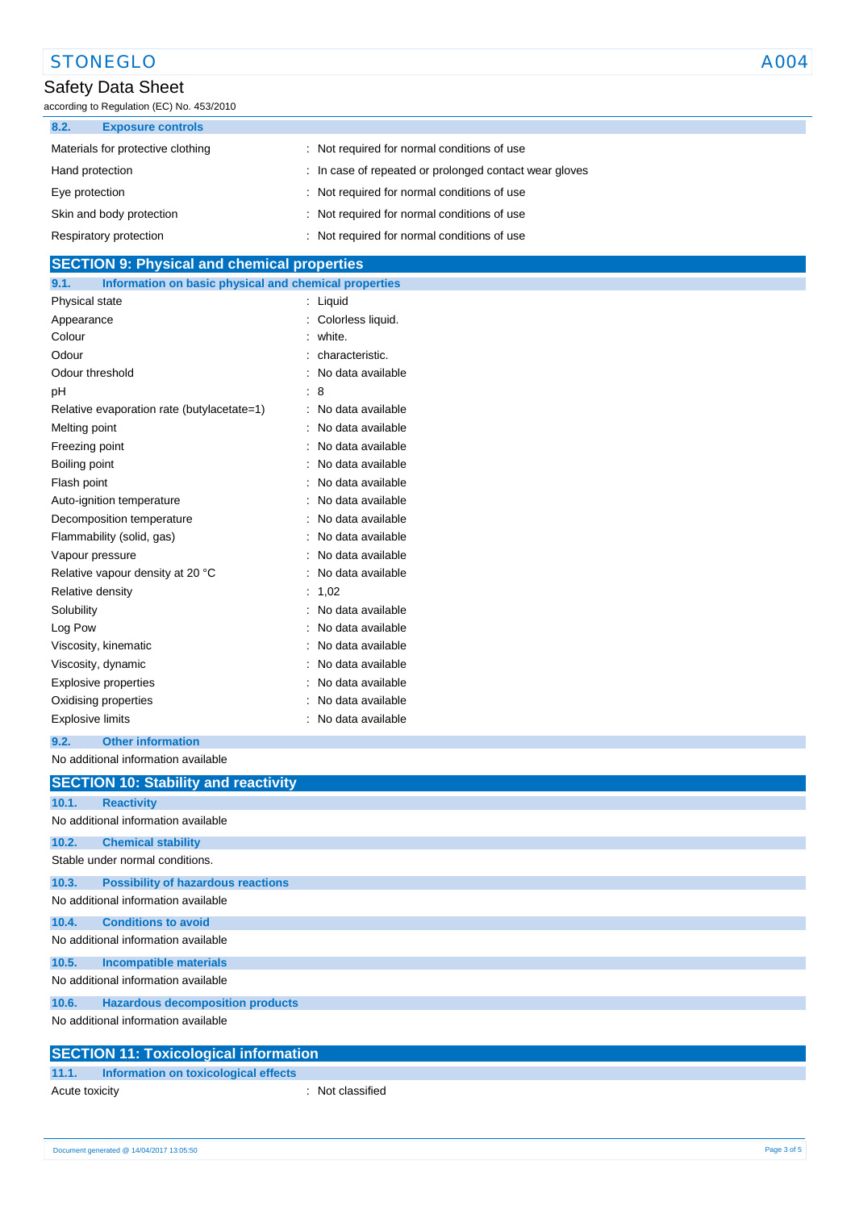### 8.2. Exposure controls

| | |
|---|---|
| Materials for protective clothing | : Not required for normal conditions of use |
| Hand protection | : In case of repeated or prolonged contact wear gloves |
| Eye protection | : Not required for normal conditions of use |
| Skin and body protection | : Not required for normal conditions of use |
| Respiratory protection | : Not required for normal conditions of use |

## SECTION 9: Physical and chemical properties

### 9.1. Information on basic physical and chemical properties

| | |
|---|---|
| Physical state | : Liquid |
| Appearance | : Colorless liquid. |
| Colour | : white. |
| Odour | : characteristic. |
| Odour threshold | : No data available |
| pH | : 8 |
| Relative evaporation rate (butylacetate=1) | : No data available |
| Melting point | : No data available |
| Freezing point | : No data available |
| Boiling point | : No data available |
| Flash point | : No data available |
| Auto-ignition temperature | : No data available |
| Decomposition temperature | : No data available |
| Flammability (solid, gas) | : No data available |
| Vapour pressure | : No data available |
| Relative vapour density at 20 °C | : No data available |
| Relative density | : 1,02 |
| Solubility | : No data available |
| Log Pow | : No data available |
| Viscosity, kinematic | : No data available |
| Viscosity, dynamic | : No data available |
| Explosive properties | : No data available |
| Oxidising properties | : No data available |
| Explosive limits | : No data available |

### 9.2. Other information

No additional information available

## SECTION 10: Stability and reactivity

### 10.1. Reactivity

No additional information available

### 10.2. Chemical stability

Stable under normal conditions.

### 10.3. Possibility of hazardous reactions

No additional information available

### 10.4. Conditions to avoid

No additional information available

### 10.5. Incompatible materials

No additional information available

### 10.6. Hazardous decomposition products

No additional information available

## SECTION 11: Toxicological information

### 11.1. Information on toxicological effects

| | |
|---|---|
| Acute toxicity | : Not classified |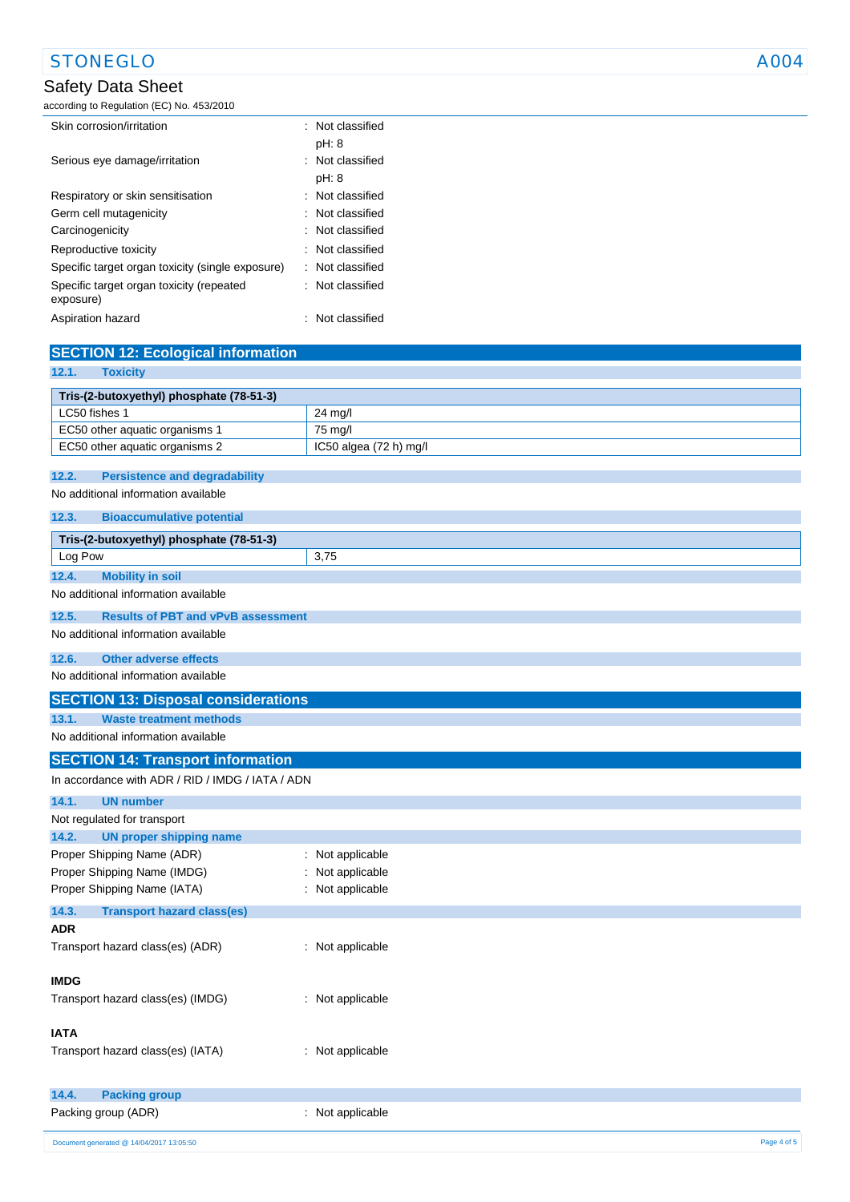| | |
|---|---|
| Skin corrosion/irritation | : Not classified<br>pH: 8 |
| Serious eye damage/irritation | : Not classified<br>pH: 8 |
| Respiratory or skin sensitisation | : Not classified |
| Germ cell mutagenicity | : Not classified |
| Carcinogenicity | : Not classified |
| Reproductive toxicity | : Not classified |
| Specific target organ toxicity (single exposure) | : Not classified |
| Specific target organ toxicity (repeated exposure) | : Not classified |
| Aspiration hazard | : Not classified |

## SECTION 12: Ecological information

### 12.1. Toxicity

| Tris-(2-butoxyethyl) phosphate (78-51-3) | |
|---|---|
| LC50 fishes 1 | 24 mg/l |
| EC50 other aquatic organisms 1 | 75 mg/l |
| EC50 other aquatic organisms 2 | IC50 algea (72 h) mg/l |

### 12.2. Persistence and degradability

No additional information available

### 12.3. Bioaccumulative potential

| Tris-(2-butoxyethyl) phosphate (78-51-3) | |
|---|---|
| Log Pow | 3,75 |

### 12.4. Mobility in soil

No additional information available

### 12.5. Results of PBT and vPvB assessment

No additional information available

### 12.6. Other adverse effects

No additional information available

## SECTION 13: Disposal considerations

### 13.1. Waste treatment methods

No additional information available

## SECTION 14: Transport information

In accordance with ADR / RID / IMDG / IATA / ADN

### 14.1. UN number

Not regulated for transport

### 14.2. UN proper shipping name

| | |
|---|---|
| Proper Shipping Name (ADR) | : Not applicable |
| Proper Shipping Name (IMDG) | : Not applicable |
| Proper Shipping Name (IATA) | : Not applicable |

### 14.3. Transport hazard class(es)

**ADR**

Transport hazard class(es) (ADR) : Not applicable

**IMDG**

Transport hazard class(es) (IMDG) : Not applicable

**IATA**

Transport hazard class(es) (IATA) : Not applicable

### 14.4. Packing group

Packing group (ADR) : Not applicable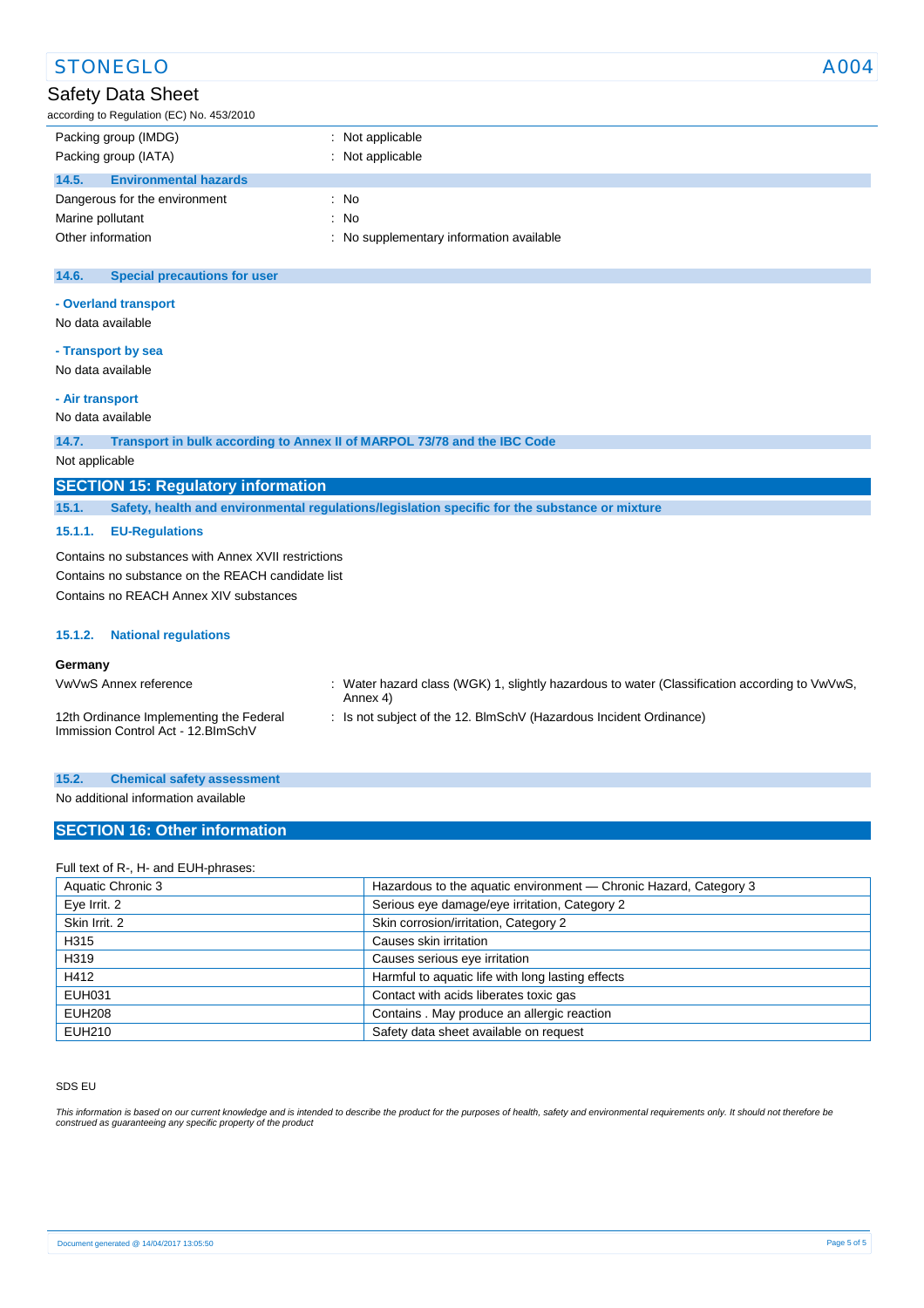| | |
|---|---|
| Packing group (IMDG) | : Not applicable |
| Packing group (IATA) | : Not applicable |

### 14.5. Environmental hazards

| | |
|---|---|
| Dangerous for the environment | : No |
| Marine pollutant | : No |
| Other information | : No supplementary information available |

### 14.6. Special precautions for user

**- Overland transport**

No data available

**- Transport by sea**

No data available

**- Air transport**

No data available

### 14.7. Transport in bulk according to Annex II of MARPOL 73/78 and the IBC Code

Not applicable

## SECTION 15: Regulatory information

### 15.1. Safety, health and environmental regulations/legislation specific for the substance or mixture

#### 15.1.1. EU-Regulations

Contains no substances with Annex XVII restrictions

Contains no substance on the REACH candidate list

Contains no REACH Annex XIV substances

#### 15.1.2. National regulations

**Germany**

| | |
|---|---|
| VwVwS Annex reference | : Water hazard class (WGK) 1, slightly hazardous to water (Classification according to VwVwS, Annex 4) |
| 12th Ordinance Implementing the Federal Immission Control Act - 12.BImSchV | : Is not subject of the 12. BlmSchV (Hazardous Incident Ordinance) |

### 15.2. Chemical safety assessment

No additional information available

## SECTION 16: Other information

Full text of R-, H- and EUH-phrases:

| | |
|---|---|
| Aquatic Chronic 3 | Hazardous to the aquatic environment — Chronic Hazard, Category 3 |
| Eye Irrit. 2 | Serious eye damage/eye irritation, Category 2 |
| Skin Irrit. 2 | Skin corrosion/irritation, Category 2 |
| H315 | Causes skin irritation |
| H319 | Causes serious eye irritation |
| H412 | Harmful to aquatic life with long lasting effects |
| EUH031 | Contact with acids liberates toxic gas |
| EUH208 | Contains . May produce an allergic reaction |
| EUH210 | Safety data sheet available on request |

SDS EU

*This information is based on our current knowledge and is intended to describe the product for the purposes of health, safety and environmental requirements only. It should not therefore be construed as guaranteeing any specific property of the product*